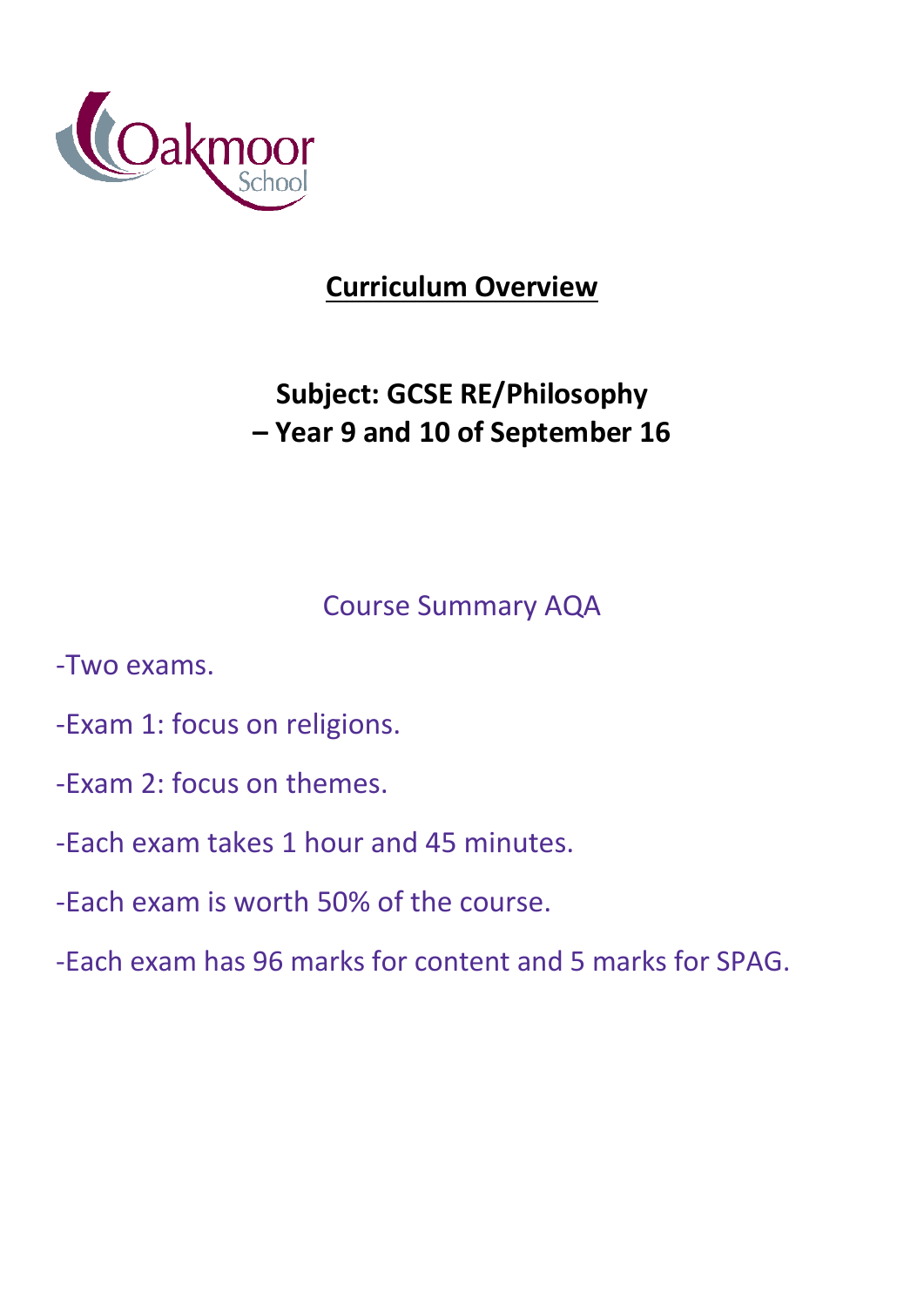Oakmoor School

# Curriculum Overview

## Subject: GCSE RE/Philosophy – Year 9 and 10 of September 16

### Course Summary AQA

-Two exams.

-Exam 1: focus on religions.

-Exam 2: focus on themes.

-Each exam takes 1 hour and 45 minutes.

-Each exam is worth 50% of the course.

-Each exam has 96 marks for content and 5 marks for SPAG.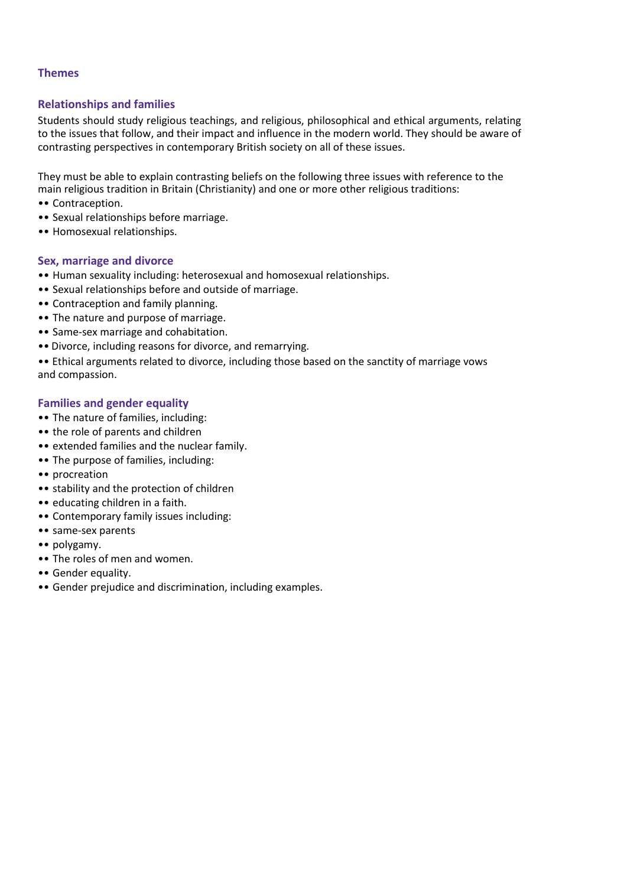## Themes

### Relationships and families

Students should study religious teachings, and religious, philosophical and ethical arguments, relating to the issues that follow, and their impact and influence in the modern world. They should be aware of contrasting perspectives in contemporary British society on all of these issues.

They must be able to explain contrasting beliefs on the following three issues with reference to the main religious tradition in Britain (Christianity) and one or more other religious traditions:

- Contraception.
- Sexual relationships before marriage.
- Homosexual relationships.

### Sex, marriage and divorce

- Human sexuality including: heterosexual and homosexual relationships.
- Sexual relationships before and outside of marriage.
- Contraception and family planning.
- The nature and purpose of marriage.
- Same-sex marriage and cohabitation.
- Divorce, including reasons for divorce, and remarrying.
- Ethical arguments related to divorce, including those based on the sanctity of marriage vows and compassion.

### Families and gender equality

- The nature of families, including:
- the role of parents and children
- extended families and the nuclear family.
- The purpose of families, including:
- procreation
- stability and the protection of children
- educating children in a faith.
- Contemporary family issues including:
- same-sex parents
- polygamy.
- The roles of men and women.
- Gender equality.
- Gender prejudice and discrimination, including examples.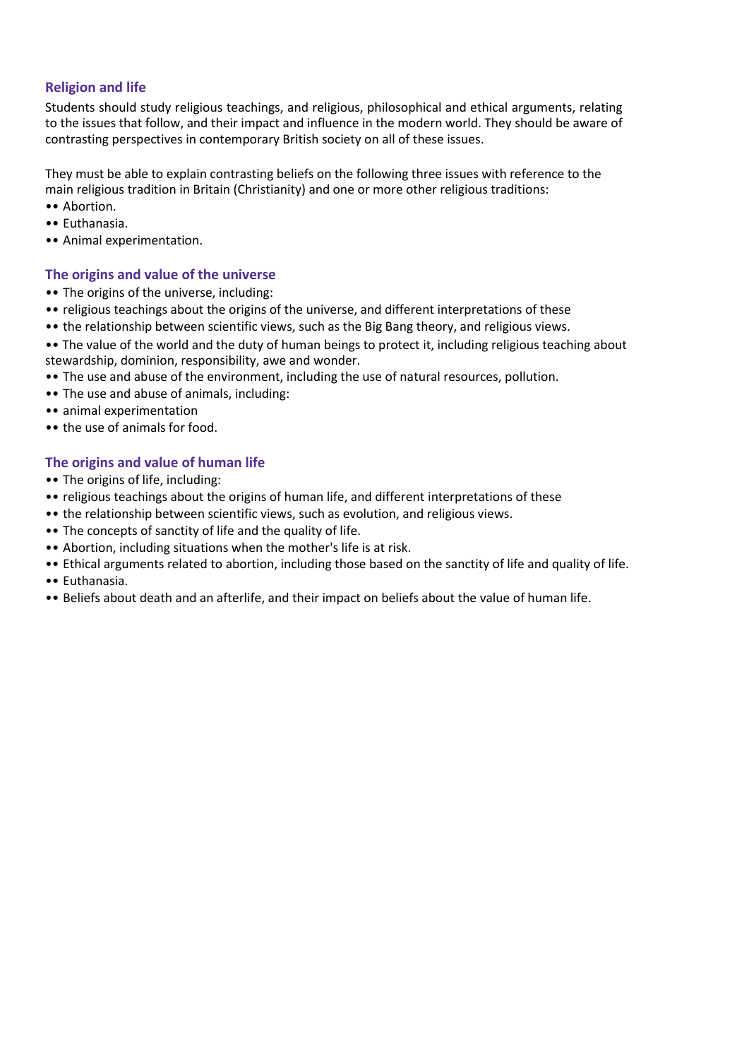## Religion and life

Students should study religious teachings, and religious, philosophical and ethical arguments, relating to the issues that follow, and their impact and influence in the modern world. They should be aware of contrasting perspectives in contemporary British society on all of these issues.

They must be able to explain contrasting beliefs on the following three issues with reference to the main religious tradition in Britain (Christianity) and one or more other religious traditions:

- Abortion.
- Euthanasia.
- Animal experimentation.

## The origins and value of the universe

- The origins of the universe, including:
- religious teachings about the origins of the universe, and different interpretations of these
- the relationship between scientific views, such as the Big Bang theory, and religious views.
- The value of the world and the duty of human beings to protect it, including religious teaching about stewardship, dominion, responsibility, awe and wonder.
- The use and abuse of the environment, including the use of natural resources, pollution.
- The use and abuse of animals, including:
- animal experimentation
- the use of animals for food.

## The origins and value of human life

- The origins of life, including:
- religious teachings about the origins of human life, and different interpretations of these
- the relationship between scientific views, such as evolution, and religious views.
- The concepts of sanctity of life and the quality of life.
- Abortion, including situations when the mother's life is at risk.
- Ethical arguments related to abortion, including those based on the sanctity of life and quality of life.
- Euthanasia.
- Beliefs about death and an afterlife, and their impact on beliefs about the value of human life.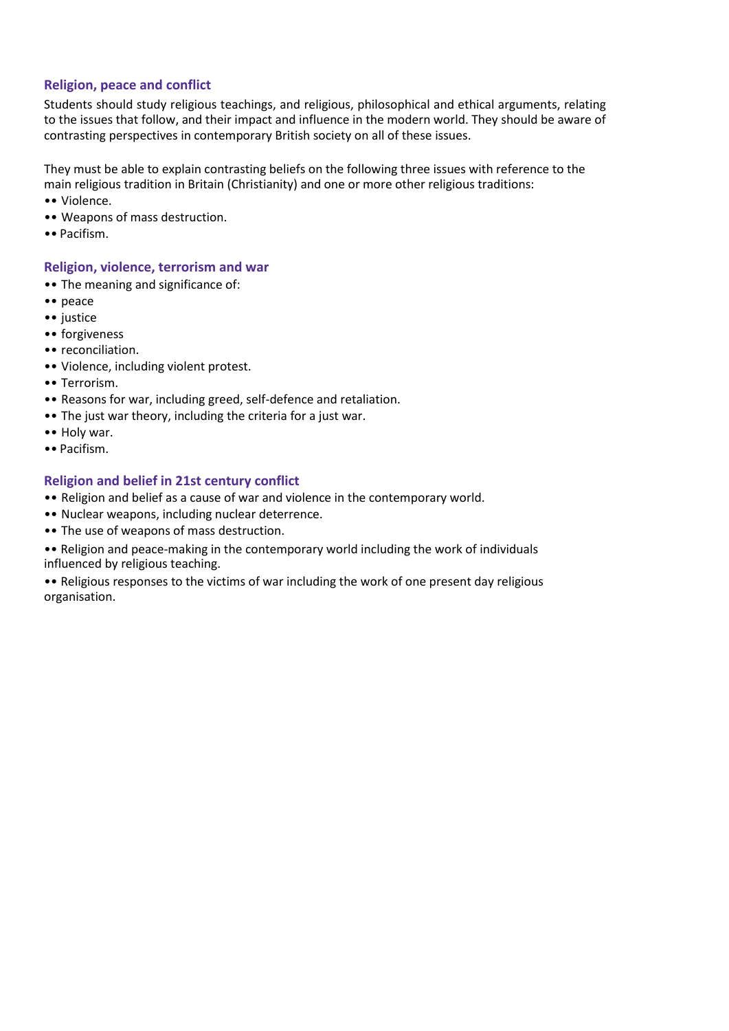## Religion, peace and conflict

Students should study religious teachings, and religious, philosophical and ethical arguments, relating to the issues that follow, and their impact and influence in the modern world. They should be aware of contrasting perspectives in contemporary British society on all of these issues.

They must be able to explain contrasting beliefs on the following three issues with reference to the main religious tradition in Britain (Christianity) and one or more other religious traditions:

- Violence.
- Weapons of mass destruction.
- Pacifism.

## Religion, violence, terrorism and war

- The meaning and significance of:
- peace
- justice
- forgiveness
- reconciliation.
- Violence, including violent protest.
- Terrorism.
- Reasons for war, including greed, self-defence and retaliation.
- The just war theory, including the criteria for a just war.
- Holy war.
- Pacifism.

## Religion and belief in 21st century conflict

- Religion and belief as a cause of war and violence in the contemporary world.
- Nuclear weapons, including nuclear deterrence.
- The use of weapons of mass destruction.
- Religion and peace-making in the contemporary world including the work of individuals influenced by religious teaching.
- Religious responses to the victims of war including the work of one present day religious organisation.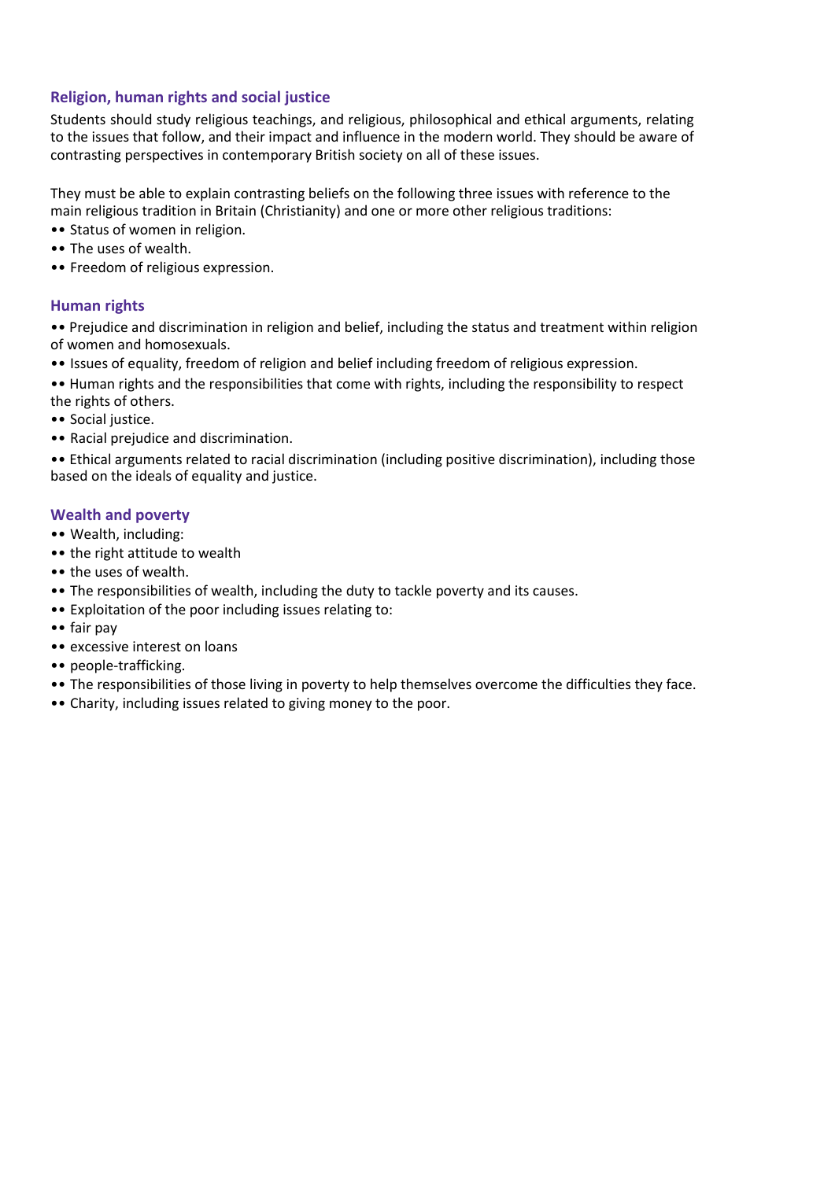### Religion, human rights and social justice

Students should study religious teachings, and religious, philosophical and ethical arguments, relating to the issues that follow, and their impact and influence in the modern world. They should be aware of contrasting perspectives in contemporary British society on all of these issues.

They must be able to explain contrasting beliefs on the following three issues with reference to the main religious tradition in Britain (Christianity) and one or more other religious traditions:

- Status of women in religion.
- The uses of wealth.
- Freedom of religious expression.

### Human rights

- Prejudice and discrimination in religion and belief, including the status and treatment within religion of women and homosexuals.
- Issues of equality, freedom of religion and belief including freedom of religious expression.
- Human rights and the responsibilities that come with rights, including the responsibility to respect the rights of others.
- Social justice.
- Racial prejudice and discrimination.
- Ethical arguments related to racial discrimination (including positive discrimination), including those based on the ideals of equality and justice.

### Wealth and poverty

- Wealth, including:
- the right attitude to wealth
- the uses of wealth.
- The responsibilities of wealth, including the duty to tackle poverty and its causes.
- Exploitation of the poor including issues relating to:
- fair pay
- excessive interest on loans
- people-trafficking.
- The responsibilities of those living in poverty to help themselves overcome the difficulties they face.
- Charity, including issues related to giving money to the poor.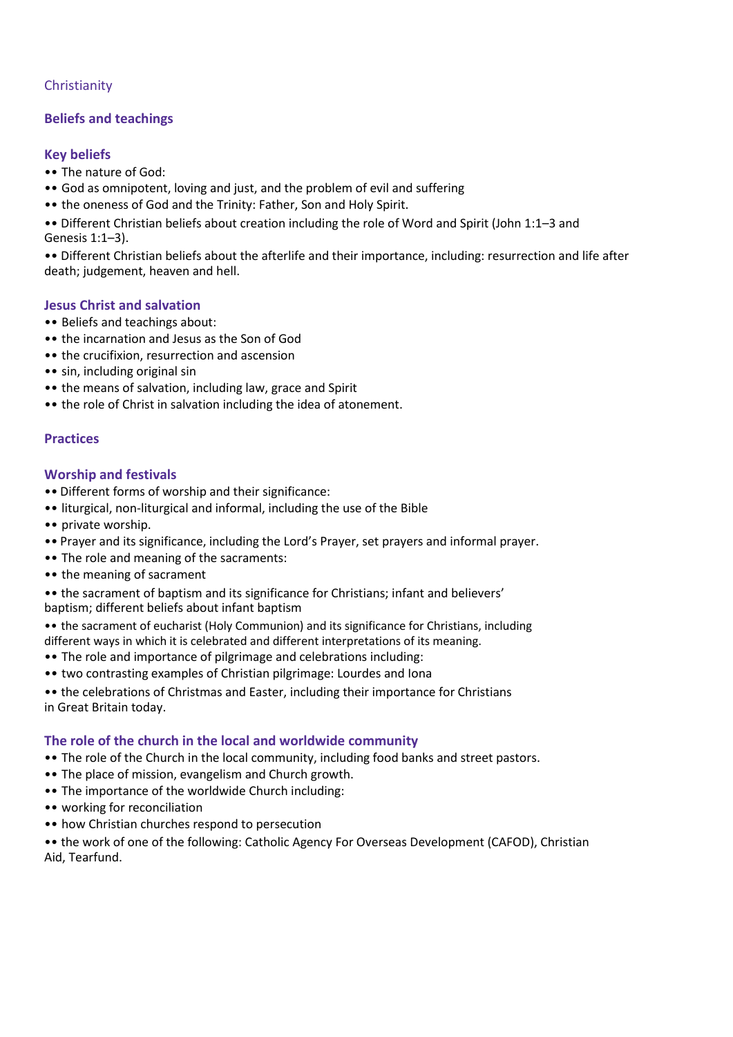Christianity

## Beliefs and teachings

### Key beliefs

- •• The nature of God:
- •• God as omnipotent, loving and just, and the problem of evil and suffering
- •• the oneness of God and the Trinity: Father, Son and Holy Spirit.
- •• Different Christian beliefs about creation including the role of Word and Spirit (John 1:1–3 and Genesis 1:1–3).
- •• Different Christian beliefs about the afterlife and their importance, including: resurrection and life after death; judgement, heaven and hell.

### Jesus Christ and salvation

- •• Beliefs and teachings about:
- •• the incarnation and Jesus as the Son of God
- •• the crucifixion, resurrection and ascension
- •• sin, including original sin
- •• the means of salvation, including law, grace and Spirit
- •• the role of Christ in salvation including the idea of atonement.

## Practices

### Worship and festivals

- •• Different forms of worship and their significance:
- •• liturgical, non-liturgical and informal, including the use of the Bible
- •• private worship.
- •• Prayer and its significance, including the Lord's Prayer, set prayers and informal prayer.
- •• The role and meaning of the sacraments:
- •• the meaning of sacrament
- •• the sacrament of baptism and its significance for Christians; infant and believers' baptism; different beliefs about infant baptism
- •• the sacrament of eucharist (Holy Communion) and its significance for Christians, including different ways in which it is celebrated and different interpretations of its meaning.
- •• The role and importance of pilgrimage and celebrations including:
- •• two contrasting examples of Christian pilgrimage: Lourdes and Iona
- •• the celebrations of Christmas and Easter, including their importance for Christians in Great Britain today.

### The role of the church in the local and worldwide community

- •• The role of the Church in the local community, including food banks and street pastors.
- •• The place of mission, evangelism and Church growth.
- •• The importance of the worldwide Church including:
- •• working for reconciliation
- •• how Christian churches respond to persecution
- •• the work of one of the following: Catholic Agency For Overseas Development (CAFOD), Christian Aid, Tearfund.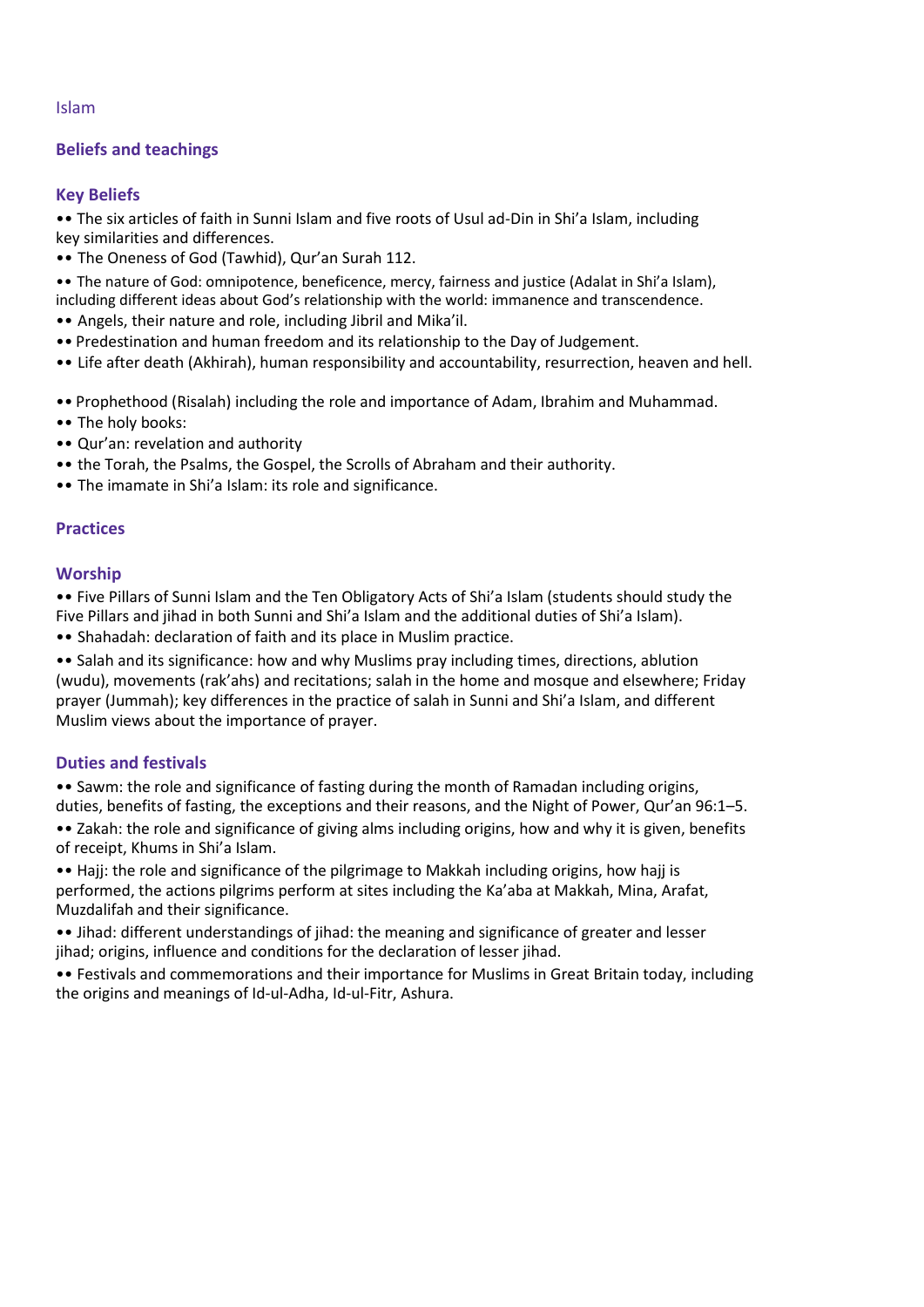Islam

## Beliefs and teachings

### Key Beliefs

- The six articles of faith in Sunni Islam and five roots of Usul ad-Din in Shi'a Islam, including key similarities and differences.
- The Oneness of God (Tawhid), Qur'an Surah 112.
- The nature of God: omnipotence, beneficence, mercy, fairness and justice (Adalat in Shi'a Islam), including different ideas about God's relationship with the world: immanence and transcendence.
- Angels, their nature and role, including Jibril and Mika'il.
- Predestination and human freedom and its relationship to the Day of Judgement.
- Life after death (Akhirah), human responsibility and accountability, resurrection, heaven and hell.

- Prophethood (Risalah) including the role and importance of Adam, Ibrahim and Muhammad.
- The holy books:
- Qur'an: revelation and authority
- the Torah, the Psalms, the Gospel, the Scrolls of Abraham and their authority.
- The imamate in Shi'a Islam: its role and significance.

## Practices

### Worship

- Five Pillars of Sunni Islam and the Ten Obligatory Acts of Shi'a Islam (students should study the Five Pillars and jihad in both Sunni and Shi'a Islam and the additional duties of Shi'a Islam).
- Shahadah: declaration of faith and its place in Muslim practice.
- Salah and its significance: how and why Muslims pray including times, directions, ablution (wudu), movements (rak'ahs) and recitations; salah in the home and mosque and elsewhere; Friday prayer (Jummah); key differences in the practice of salah in Sunni and Shi'a Islam, and different Muslim views about the importance of prayer.

### Duties and festivals

- Sawm: the role and significance of fasting during the month of Ramadan including origins, duties, benefits of fasting, the exceptions and their reasons, and the Night of Power, Qur'an 96:1–5.
- Zakah: the role and significance of giving alms including origins, how and why it is given, benefits of receipt, Khums in Shi'a Islam.
- Hajj: the role and significance of the pilgrimage to Makkah including origins, how hajj is performed, the actions pilgrims perform at sites including the Ka'aba at Makkah, Mina, Arafat, Muzdalifah and their significance.
- Jihad: different understandings of jihad: the meaning and significance of greater and lesser jihad; origins, influence and conditions for the declaration of lesser jihad.
- Festivals and commemorations and their importance for Muslims in Great Britain today, including the origins and meanings of Id-ul-Adha, Id-ul-Fitr, Ashura.